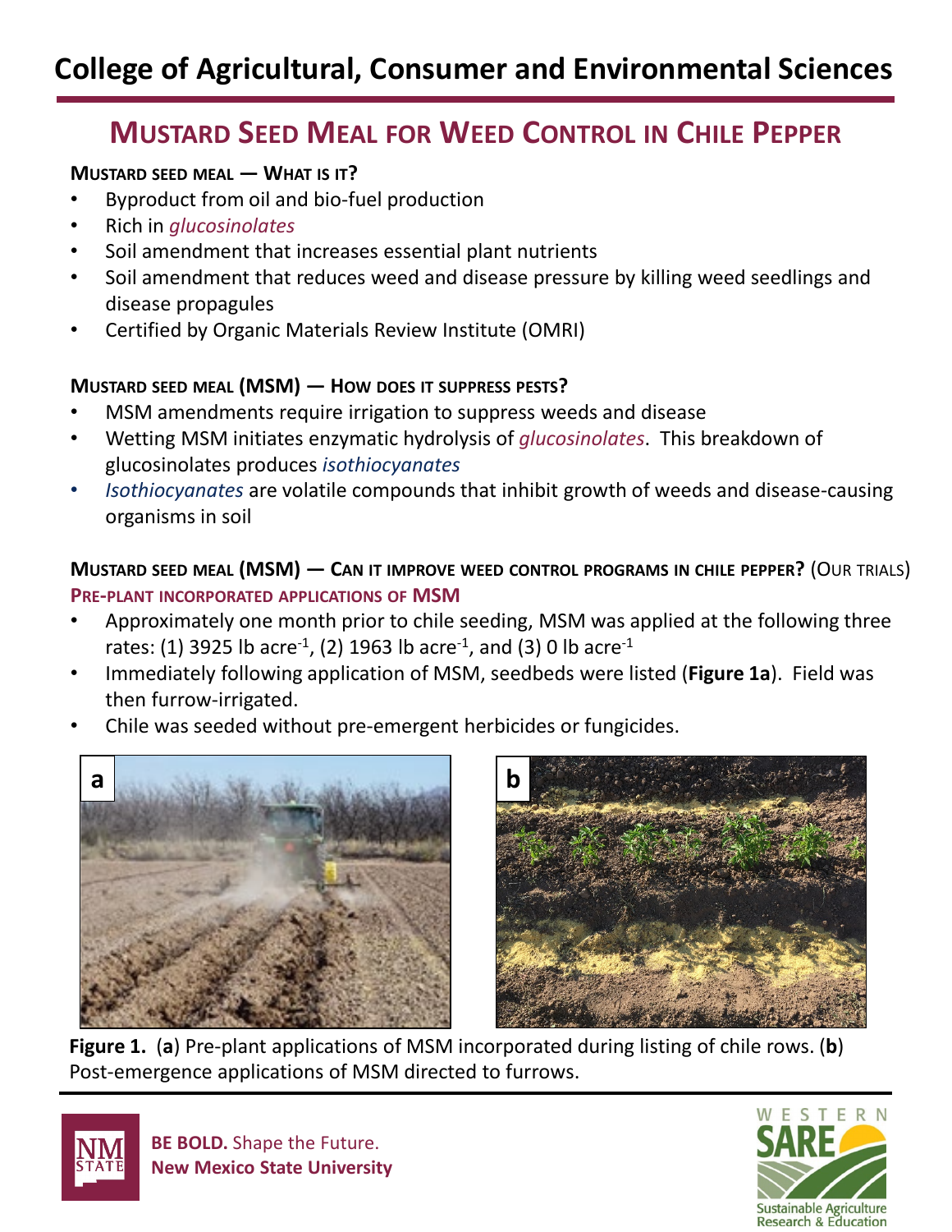# College of Agricultural, Consumer and Environmental Sciences

## Mustard Seed Meal for Weed Control in Chile Pepper

### Mustard seed meal — What is it?

- Byproduct from oil and bio-fuel production
- Rich in *glucosinolates*
- Soil amendment that increases essential plant nutrients
- Soil amendment that reduces weed and disease pressure by killing weed seedlings and disease propagules
- Certified by Organic Materials Review Institute (OMRI)

### Mustard seed meal (MSM) — How does it suppress pests?

- MSM amendments require irrigation to suppress weeds and disease
- Wetting MSM initiates enzymatic hydrolysis of *glucosinolates*. This breakdown of glucosinolates produces *isothiocyanates*
- *Isothiocyanates* are volatile compounds that inhibit growth of weeds and disease-causing organisms in soil

### Mustard seed meal (MSM) — Can it improve weed control programs in chile pepper? (Our trials)

#### Pre-plant incorporated applications of MSM

- Approximately one month prior to chile seeding, MSM was applied at the following three rates: (1) 3925 lb acre$^{-1}$, (2) 1963 lb acre$^{-1}$, and (3) 0 lb acre$^{-1}$
- Immediately following application of MSM, seedbeds were listed (**Figure 1a**). Field was then furrow-irrigated.
- Chile was seeded without pre-emergent herbicides or fungicides.

**Figure 1.** (**a**) Pre-plant applications of MSM incorporated during listing of chile rows. (**b**) Post-emergence applications of MSM directed to furrows.

**BE BOLD.** Shape the Future.
**New Mexico State University**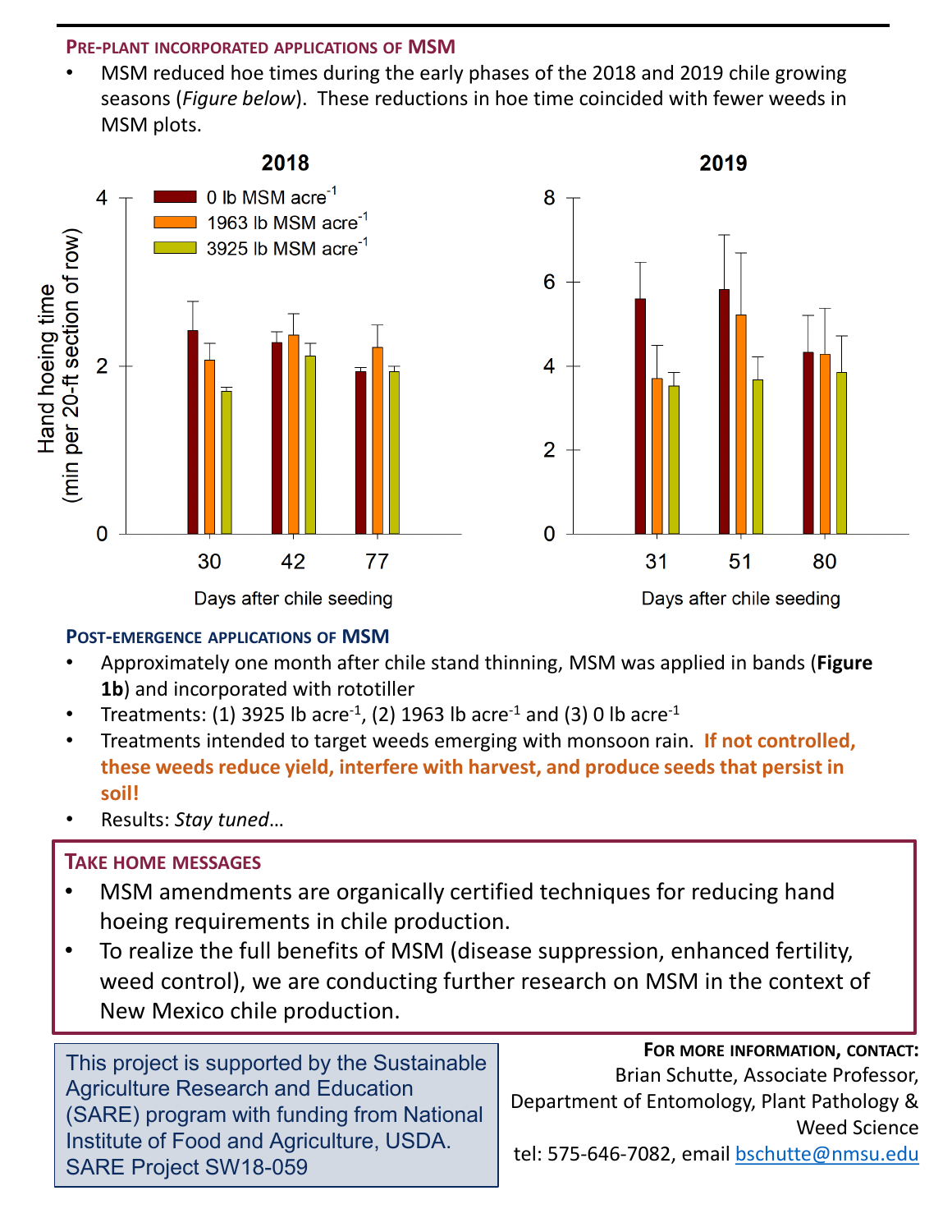## Pre-plant incorporated applications of MSM

- MSM reduced hoe times during the early phases of the 2018 and 2019 chile growing seasons (*Figure below*). These reductions in hoe time coincided with fewer weeds in MSM plots.

2018

2019

0 lb MSM acre$^{-1}$
1963 lb MSM acre$^{-1}$
3925 lb MSM acre$^{-1}$

Hand hoeing time (min per 20-ft section of row)

0
2
4

0
2
4
6
8

30
42
77

31
51
80

Days after chile seeding

Days after chile seeding

## Post-emergence applications of MSM

- Approximately one month after chile stand thinning, MSM was applied in bands (**Figure 1b**) and incorporated with rototiller
- Treatments: (1) 3925 lb acre$^{-1}$, (2) 1963 lb acre$^{-1}$ and (3) 0 lb acre$^{-1}$
- Treatments intended to target weeds emerging with monsoon rain. **If not controlled, these weeds reduce yield, interfere with harvest, and produce seeds that persist in soil!**
- Results: *Stay tuned…*

## Take home messages

- MSM amendments are organically certified techniques for reducing hand hoeing requirements in chile production.
- To realize the full benefits of MSM (disease suppression, enhanced fertility, weed control), we are conducting further research on MSM in the context of New Mexico chile production.

This project is supported by the Sustainable Agriculture Research and Education (SARE) program with funding from National Institute of Food and Agriculture, USDA. SARE Project SW18-059

**For more information, contact:**
Brian Schutte, Associate Professor,
Department of Entomology, Plant Pathology & Weed Science
tel: 575-646-7082, email bschutte@nmsu.edu